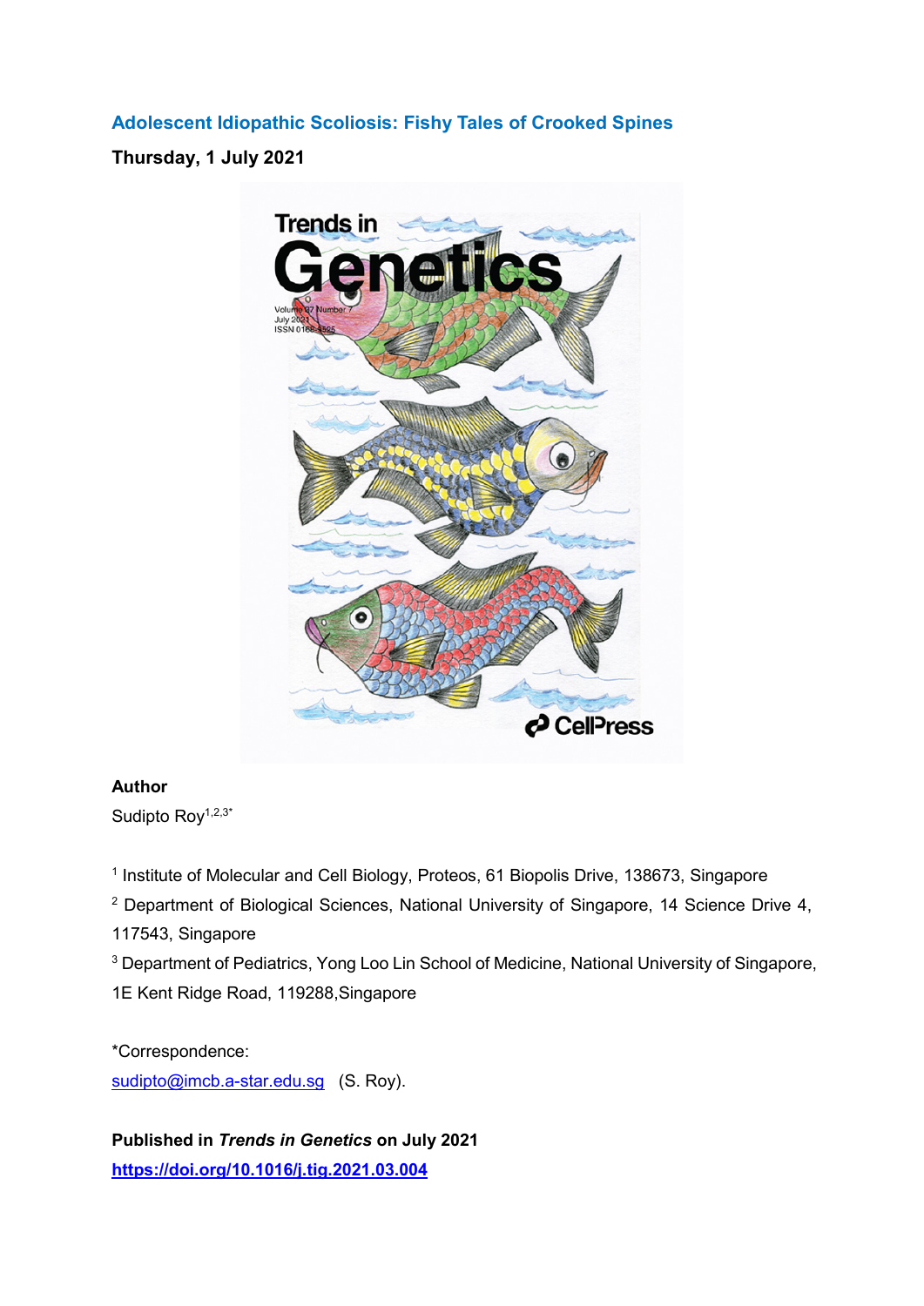# Adolescent Idiopathic Scoliosis: Fishy Tales of Crooked Spines

**Thursday, 1 July 2021**

**Author**

Sudipto Roy[1,2,3*]

[1] Institute of Molecular and Cell Biology, Proteos, 61 Biopolis Drive, 138673, Singapore

[2] Department of Biological Sciences, National University of Singapore, 14 Science Drive 4, 117543, Singapore

[3] Department of Pediatrics, Yong Loo Lin School of Medicine, National University of Singapore, 1E Kent Ridge Road, 119288,Singapore

*Correspondence:
sudipto@imcb.a-star.edu.sg (S. Roy).

**Published in *Trends in Genetics* on July 2021**
**https://doi.org/10.1016/j.tig.2021.03.004**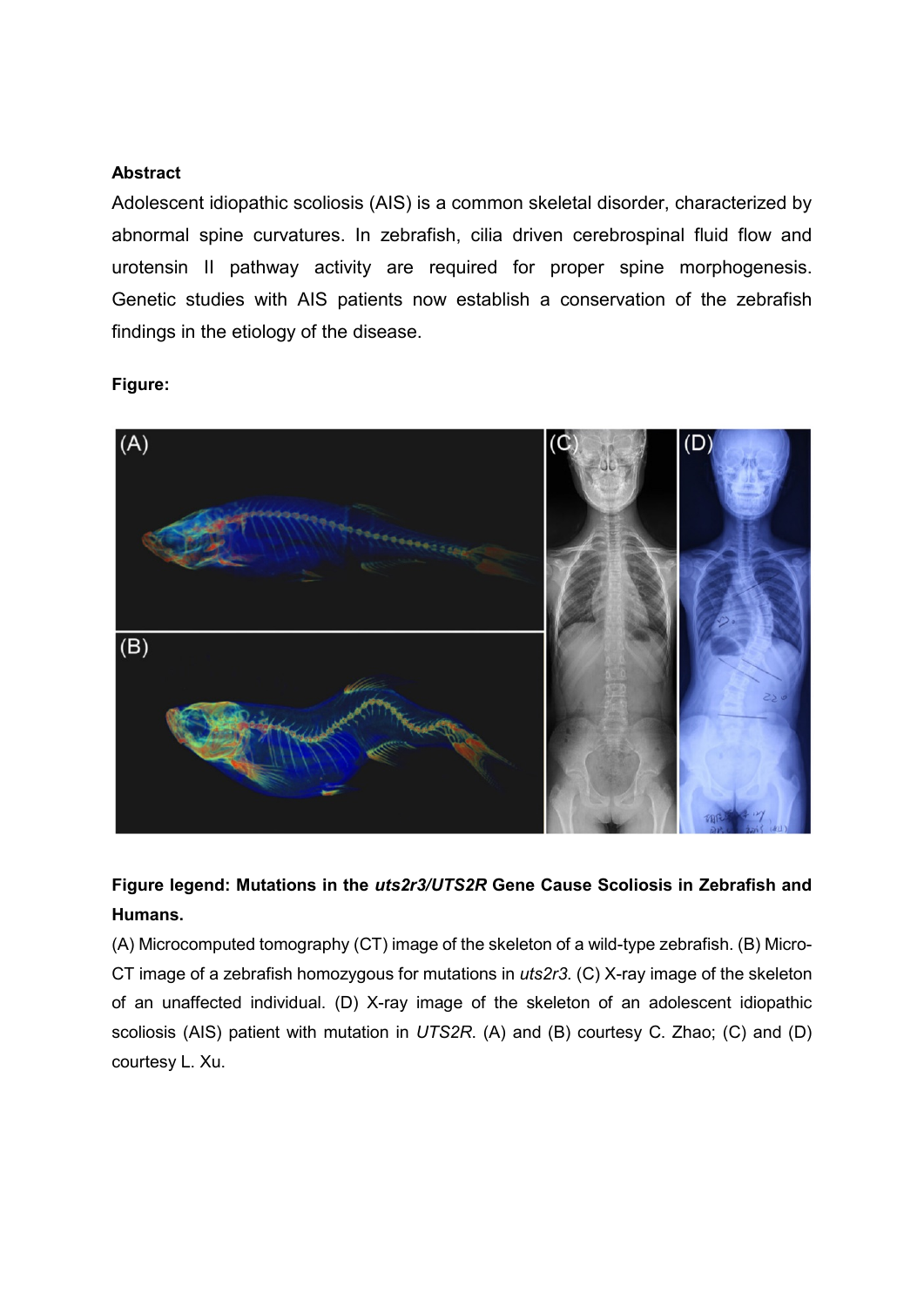**Abstract**

Adolescent idiopathic scoliosis (AIS) is a common skeletal disorder, characterized by abnormal spine curvatures. In zebrafish, cilia driven cerebrospinal fluid flow and urotensin II pathway activity are required for proper spine morphogenesis. Genetic studies with AIS patients now establish a conservation of the zebrafish findings in the etiology of the disease.

**Figure:**

**Figure legend: Mutations in the *uts2r3/UTS2R* Gene Cause Scoliosis in Zebrafish and Humans.**

(A) Microcomputed tomography (CT) image of the skeleton of a wild-type zebrafish. (B) Micro-CT image of a zebrafish homozygous for mutations in *uts2r3*. (C) X-ray image of the skeleton of an unaffected individual. (D) X-ray image of the skeleton of an adolescent idiopathic scoliosis (AIS) patient with mutation in *UTS2R*. (A) and (B) courtesy C. Zhao; (C) and (D) courtesy L. Xu.